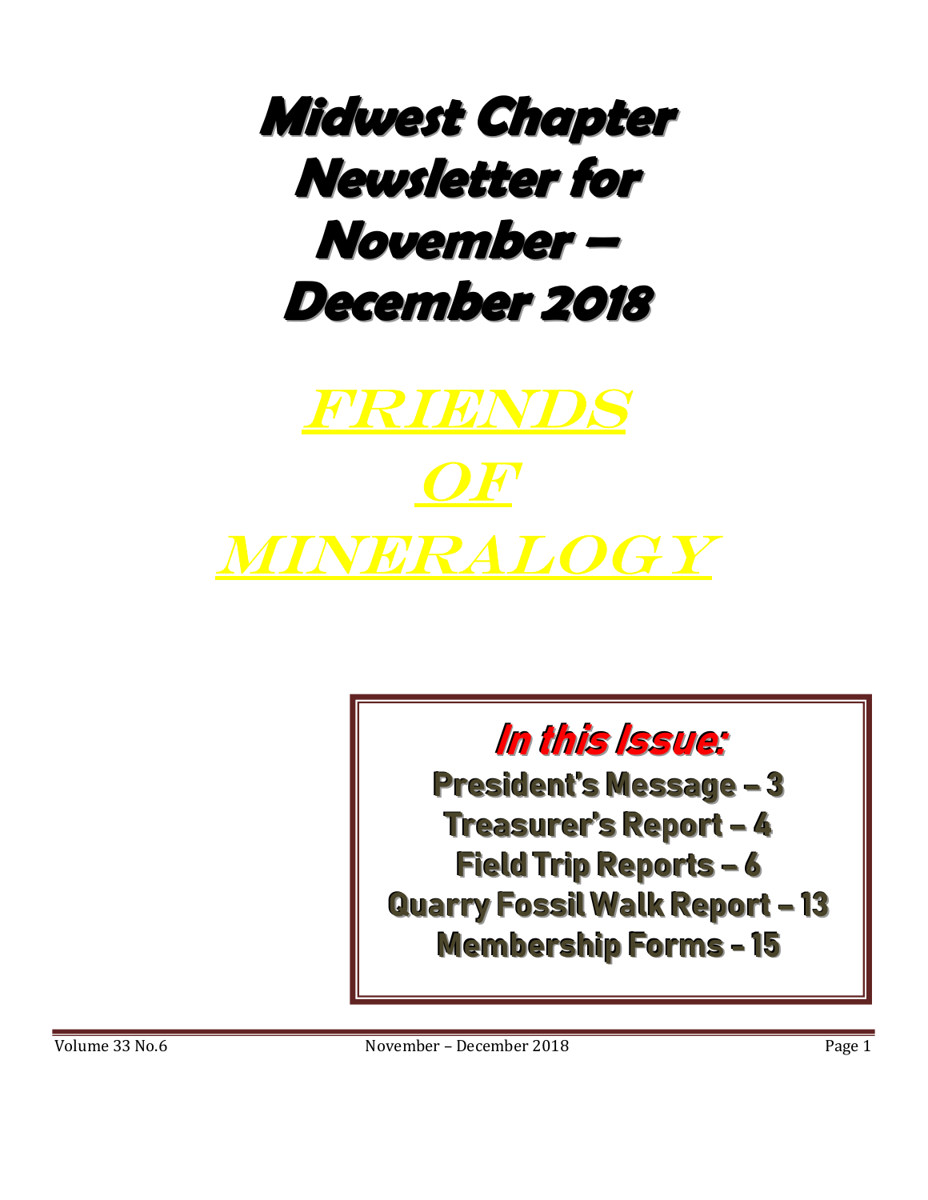# Midwest Chapter Newsletter for November – December 2018

# FRIENDS OF MINERALOGY

## *In this Issue:*

**President's Message – 3**
**Treasurer's Report – 4**
**Field Trip Reports – 6**
**Quarry Fossil Walk Report – 13**
**Membership Forms - 15**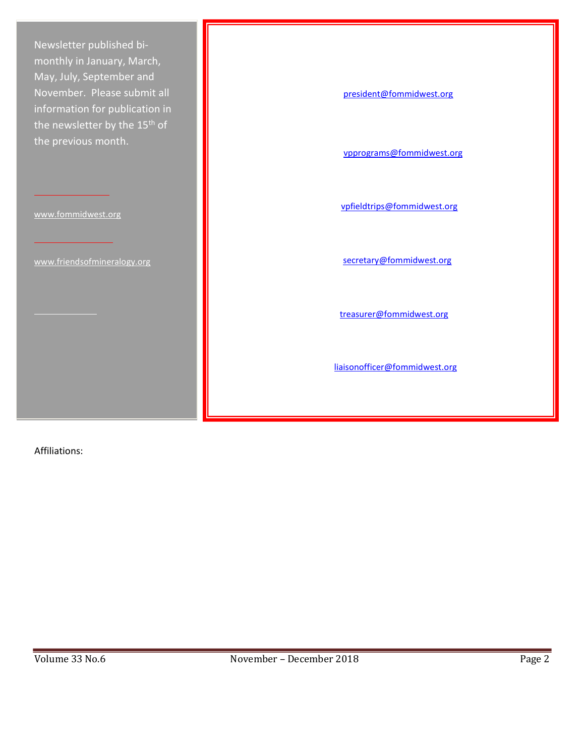Newsletter published bi-monthly in January, March, May, July, September and November. Please submit all information for publication in the newsletter by the 15th of the previous month.

www.fommidwest.org

www.friendsofmineralogy.org

president@fommidwest.org

vpprograms@fommidwest.org

vpfieldtrips@fommidwest.org

secretary@fommidwest.org

treasurer@fommidwest.org

liaisonofficer@fommidwest.org

Affiliations: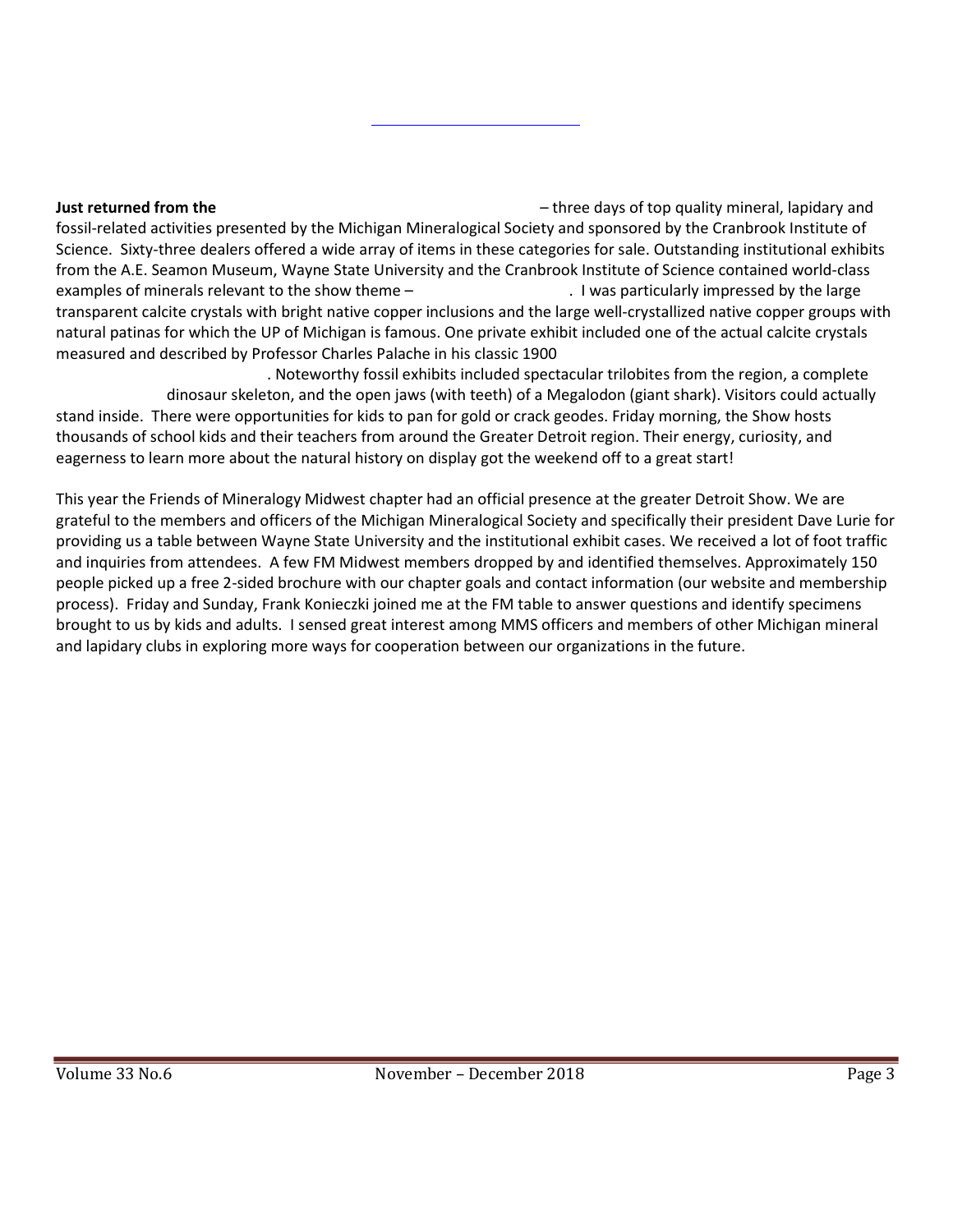**Just returned from the** – three days of top quality mineral, lapidary and fossil-related activities presented by the Michigan Mineralogical Society and sponsored by the Cranbrook Institute of Science. Sixty-three dealers offered a wide array of items in these categories for sale. Outstanding institutional exhibits from the A.E. Seamon Museum, Wayne State University and the Cranbrook Institute of Science contained world-class examples of minerals relevant to the show theme – . I was particularly impressed by the large transparent calcite crystals with bright native copper inclusions and the large well-crystallized native copper groups with natural patinas for which the UP of Michigan is famous. One private exhibit included one of the actual calcite crystals measured and described by Professor Charles Palache in his classic 1900 . Noteworthy fossil exhibits included spectacular trilobites from the region, a complete dinosaur skeleton, and the open jaws (with teeth) of a Megalodon (giant shark). Visitors could actually stand inside. There were opportunities for kids to pan for gold or crack geodes. Friday morning, the Show hosts thousands of school kids and their teachers from around the Greater Detroit region. Their energy, curiosity, and eagerness to learn more about the natural history on display got the weekend off to a great start!

This year the Friends of Mineralogy Midwest chapter had an official presence at the greater Detroit Show. We are grateful to the members and officers of the Michigan Mineralogical Society and specifically their president Dave Lurie for providing us a table between Wayne State University and the institutional exhibit cases. We received a lot of foot traffic and inquiries from attendees. A few FM Midwest members dropped by and identified themselves. Approximately 150 people picked up a free 2-sided brochure with our chapter goals and contact information (our website and membership process). Friday and Sunday, Frank Konieczki joined me at the FM table to answer questions and identify specimens brought to us by kids and adults. I sensed great interest among MMS officers and members of other Michigan mineral and lapidary clubs in exploring more ways for cooperation between our organizations in the future.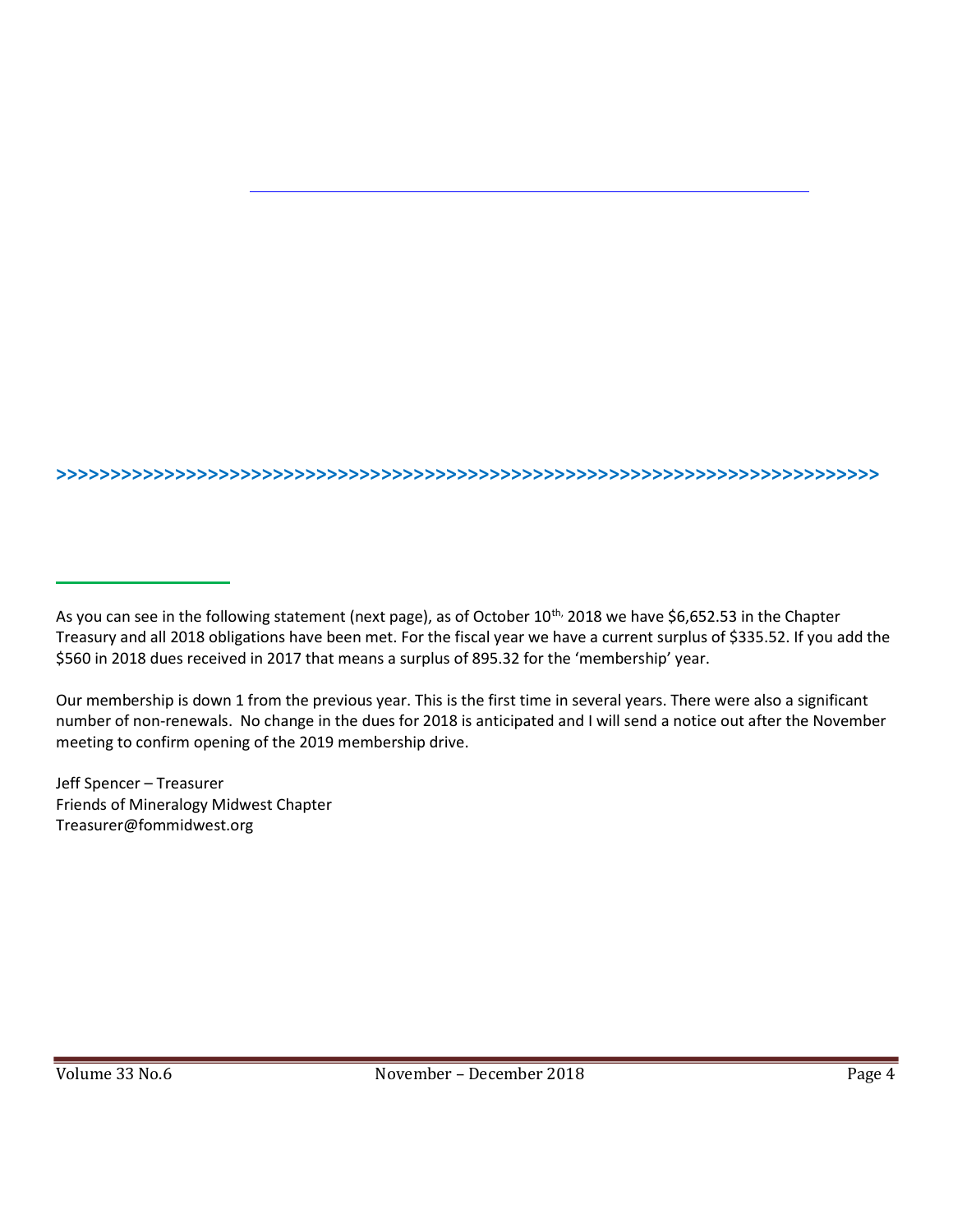>>>>>>>>>>>>>>>>>>>>>>>>>>>>>>>>>>>>>>>>>>>>>>>>>>>>>>>>>>>>>>>>>>>>>>>>>>>>

As you can see in the following statement (next page), as of October 10th, 2018 we have $6,652.53 in the Chapter Treasury and all 2018 obligations have been met. For the fiscal year we have a current surplus of $335.52. If you add the $560 in 2018 dues received in 2017 that means a surplus of 895.32 for the 'membership' year.

Our membership is down 1 from the previous year. This is the first time in several years. There were also a significant number of non-renewals. No change in the dues for 2018 is anticipated and I will send a notice out after the November meeting to confirm opening of the 2019 membership drive.

Jeff Spencer – Treasurer
Friends of Mineralogy Midwest Chapter
Treasurer@fommidwest.org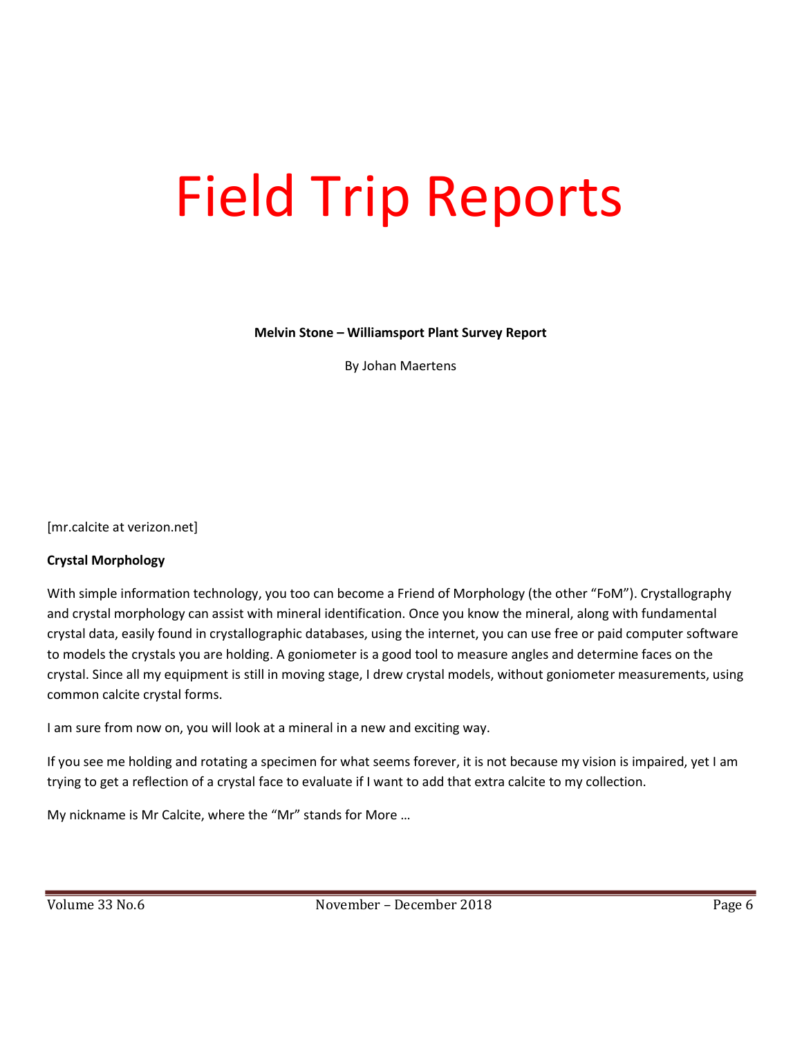# Field Trip Reports

**Melvin Stone – Williamsport Plant Survey Report**

By Johan Maertens

[mr.calcite at verizon.net]

**Crystal Morphology**

With simple information technology, you too can become a Friend of Morphology (the other "FoM"). Crystallography and crystal morphology can assist with mineral identification. Once you know the mineral, along with fundamental crystal data, easily found in crystallographic databases, using the internet, you can use free or paid computer software to models the crystals you are holding. A goniometer is a good tool to measure angles and determine faces on the crystal. Since all my equipment is still in moving stage, I drew crystal models, without goniometer measurements, using common calcite crystal forms.

I am sure from now on, you will look at a mineral in a new and exciting way.

If you see me holding and rotating a specimen for what seems forever, it is not because my vision is impaired, yet I am trying to get a reflection of a crystal face to evaluate if I want to add that extra calcite to my collection.

My nickname is Mr Calcite, where the "Mr" stands for More …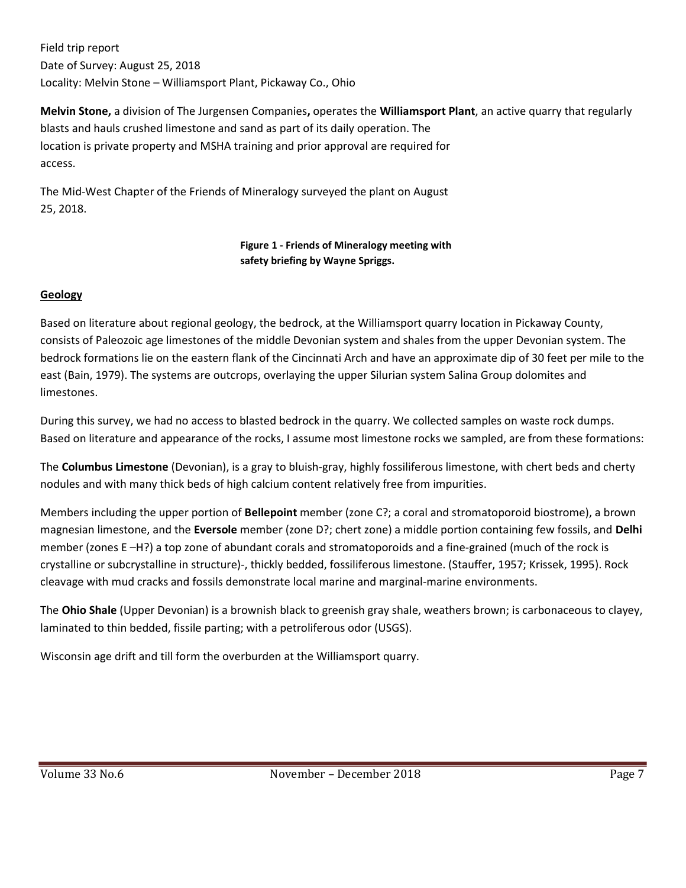Field trip report
Date of Survey: August 25, 2018
Locality: Melvin Stone – Williamsport Plant, Pickaway Co., Ohio

**Melvin Stone,** a division of The Jurgensen Companies**,** operates the **Williamsport Plant**, an active quarry that regularly blasts and hauls crushed limestone and sand as part of its daily operation. The location is private property and MSHA training and prior approval are required for access.

The Mid-West Chapter of the Friends of Mineralogy surveyed the plant on August 25, 2018.

**Figure 1 - Friends of Mineralogy meeting with safety briefing by Wayne Spriggs.**

## Geology

Based on literature about regional geology, the bedrock, at the Williamsport quarry location in Pickaway County, consists of Paleozoic age limestones of the middle Devonian system and shales from the upper Devonian system. The bedrock formations lie on the eastern flank of the Cincinnati Arch and have an approximate dip of 30 feet per mile to the east (Bain, 1979). The systems are outcrops, overlaying the upper Silurian system Salina Group dolomites and limestones.

During this survey, we had no access to blasted bedrock in the quarry. We collected samples on waste rock dumps. Based on literature and appearance of the rocks, I assume most limestone rocks we sampled, are from these formations:

The **Columbus Limestone** (Devonian), is a gray to bluish-gray, highly fossiliferous limestone, with chert beds and cherty nodules and with many thick beds of high calcium content relatively free from impurities.

Members including the upper portion of **Bellepoint** member (zone C?; a coral and stromatoporoid biostrome), a brown magnesian limestone, and the **Eversole** member (zone D?; chert zone) a middle portion containing few fossils, and **Delhi** member (zones E –H?) a top zone of abundant corals and stromatoporoids and a fine-grained (much of the rock is crystalline or subcrystalline in structure)-, thickly bedded, fossiliferous limestone. (Stauffer, 1957; Krissek, 1995). Rock cleavage with mud cracks and fossils demonstrate local marine and marginal-marine environments.

The **Ohio Shale** (Upper Devonian) is a brownish black to greenish gray shale, weathers brown; is carbonaceous to clayey, laminated to thin bedded, fissile parting; with a petroliferous odor (USGS).

Wisconsin age drift and till form the overburden at the Williamsport quarry.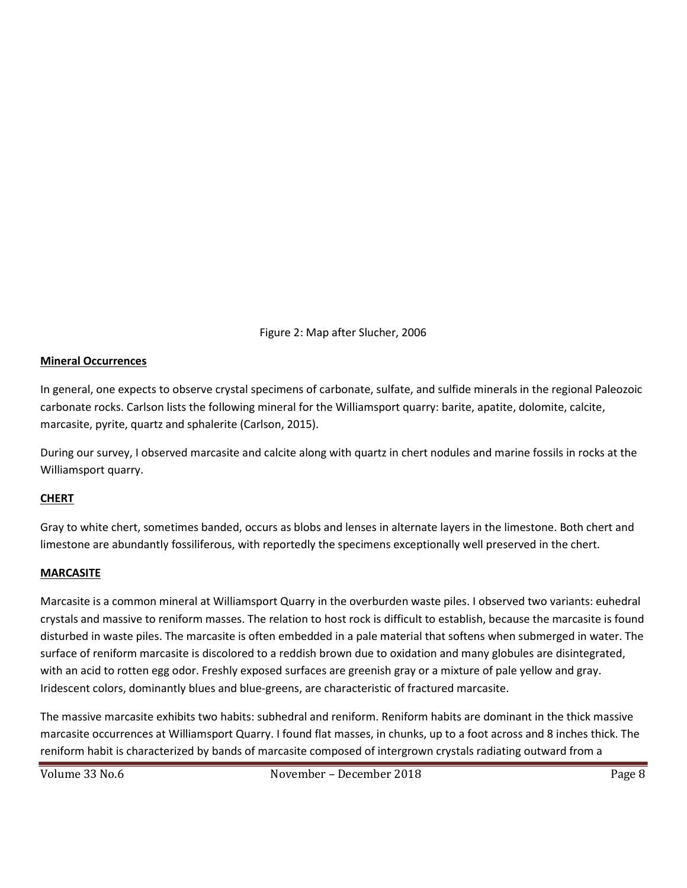Figure 2: Map after Slucher, 2006

**Mineral Occurrences**

In general, one expects to observe crystal specimens of carbonate, sulfate, and sulfide minerals in the regional Paleozoic carbonate rocks. Carlson lists the following mineral for the Williamsport quarry: barite, apatite, dolomite, calcite, marcasite, pyrite, quartz and sphalerite (Carlson, 2015).

During our survey, I observed marcasite and calcite along with quartz in chert nodules and marine fossils in rocks at the Williamsport quarry.

**CHERT**

Gray to white chert, sometimes banded, occurs as blobs and lenses in alternate layers in the limestone. Both chert and limestone are abundantly fossiliferous, with reportedly the specimens exceptionally well preserved in the chert.

**MARCASITE**

Marcasite is a common mineral at Williamsport Quarry in the overburden waste piles. I observed two variants: euhedral crystals and massive to reniform masses. The relation to host rock is difficult to establish, because the marcasite is found disturbed in waste piles. The marcasite is often embedded in a pale material that softens when submerged in water. The surface of reniform marcasite is discolored to a reddish brown due to oxidation and many globules are disintegrated, with an acid to rotten egg odor. Freshly exposed surfaces are greenish gray or a mixture of pale yellow and gray. Iridescent colors, dominantly blues and blue-greens, are characteristic of fractured marcasite.

The massive marcasite exhibits two habits: subhedral and reniform. Reniform habits are dominant in the thick massive marcasite occurrences at Williamsport Quarry. I found flat masses, in chunks, up to a foot across and 8 inches thick. The reniform habit is characterized by bands of marcasite composed of intergrown crystals radiating outward from a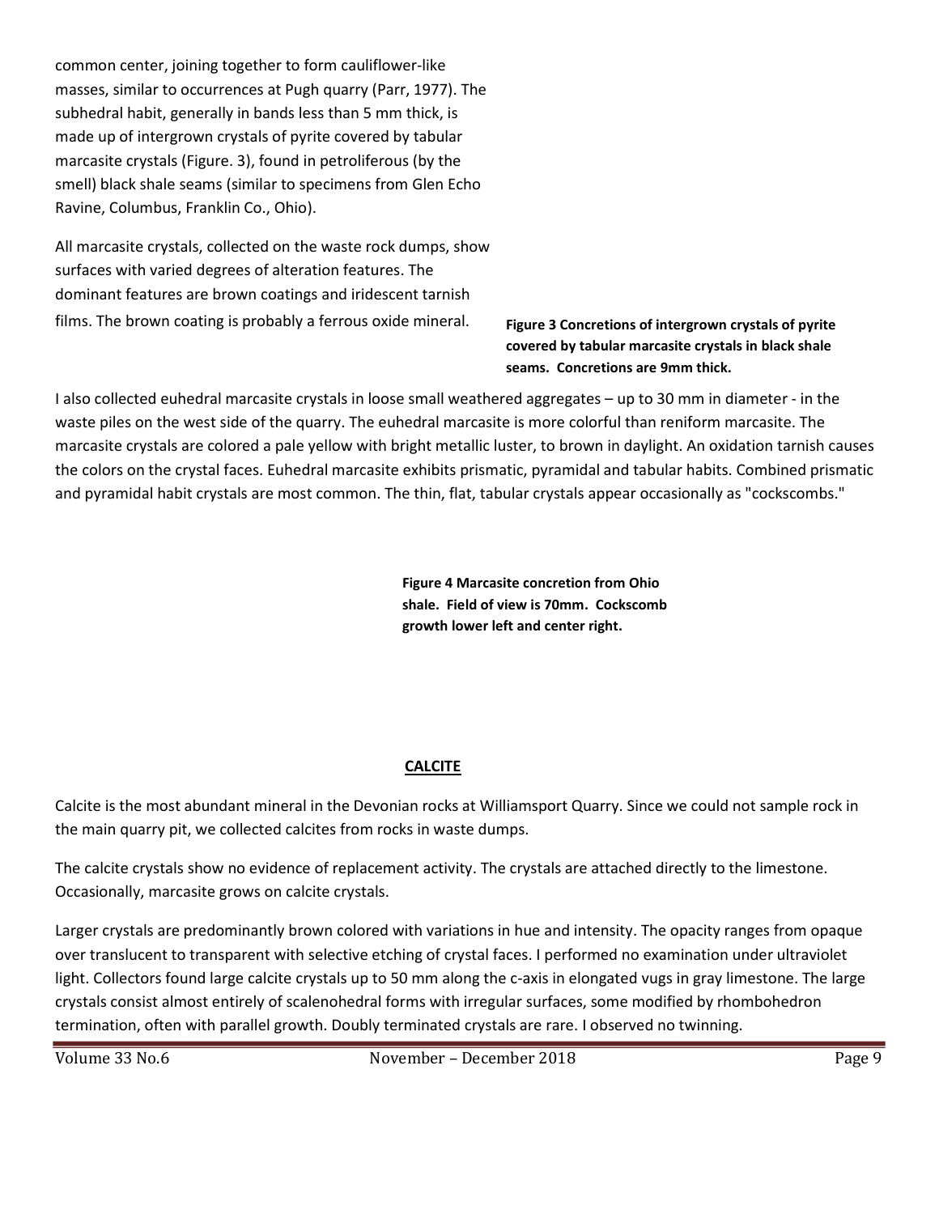common center, joining together to form cauliflower-like masses, similar to occurrences at Pugh quarry (Parr, 1977). The subhedral habit, generally in bands less than 5 mm thick, is made up of intergrown crystals of pyrite covered by tabular marcasite crystals (Figure. 3), found in petroliferous (by the smell) black shale seams (similar to specimens from Glen Echo Ravine, Columbus, Franklin Co., Ohio).

All marcasite crystals, collected on the waste rock dumps, show surfaces with varied degrees of alteration features. The dominant features are brown coatings and iridescent tarnish films. The brown coating is probably a ferrous oxide mineral.

**Figure 3 Concretions of intergrown crystals of pyrite covered by tabular marcasite crystals in black shale seams. Concretions are 9mm thick.**

I also collected euhedral marcasite crystals in loose small weathered aggregates – up to 30 mm in diameter - in the waste piles on the west side of the quarry. The euhedral marcasite is more colorful than reniform marcasite. The marcasite crystals are colored a pale yellow with bright metallic luster, to brown in daylight. An oxidation tarnish causes the colors on the crystal faces. Euhedral marcasite exhibits prismatic, pyramidal and tabular habits. Combined prismatic and pyramidal habit crystals are most common. The thin, flat, tabular crystals appear occasionally as "cockscombs."

**Figure 4 Marcasite concretion from Ohio shale. Field of view is 70mm. Cockscomb growth lower left and center right.**

## CALCITE

Calcite is the most abundant mineral in the Devonian rocks at Williamsport Quarry. Since we could not sample rock in the main quarry pit, we collected calcites from rocks in waste dumps.

The calcite crystals show no evidence of replacement activity. The crystals are attached directly to the limestone. Occasionally, marcasite grows on calcite crystals.

Larger crystals are predominantly brown colored with variations in hue and intensity. The opacity ranges from opaque over translucent to transparent with selective etching of crystal faces. I performed no examination under ultraviolet light. Collectors found large calcite crystals up to 50 mm along the c-axis in elongated vugs in gray limestone. The large crystals consist almost entirely of scalenohedral forms with irregular surfaces, some modified by rhombohedron termination, often with parallel growth. Doubly terminated crystals are rare. I observed no twinning.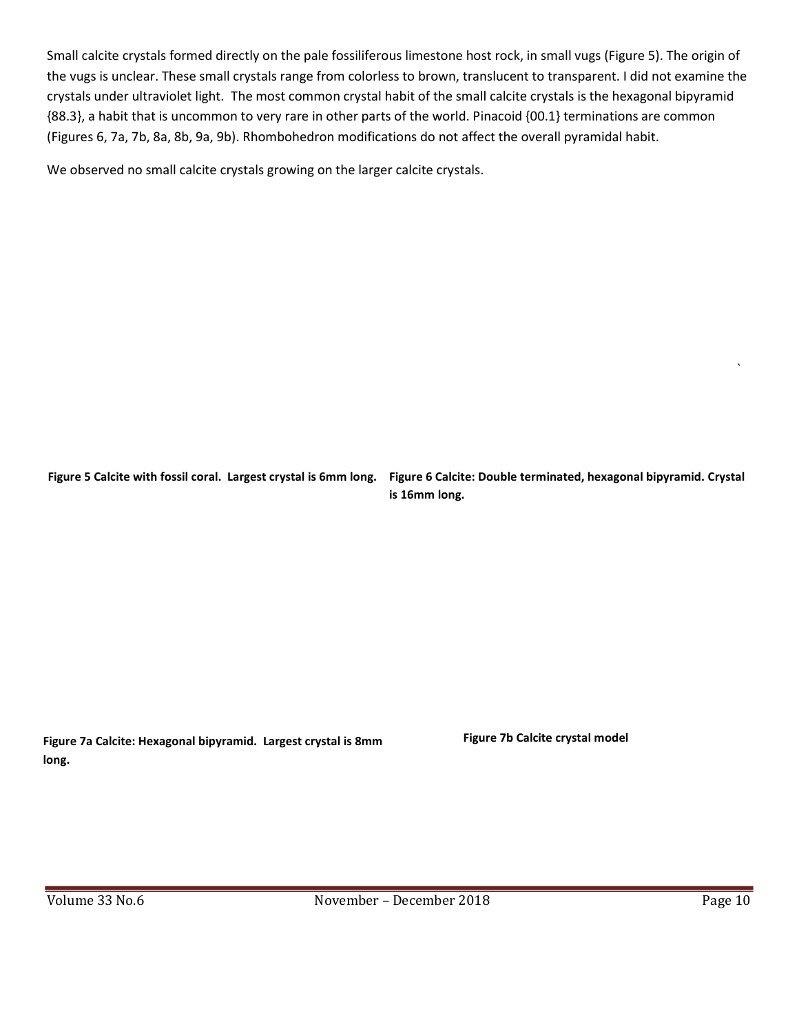Small calcite crystals formed directly on the pale fossiliferous limestone host rock, in small vugs (Figure 5). The origin of the vugs is unclear. These small crystals range from colorless to brown, translucent to transparent. I did not examine the crystals under ultraviolet light. The most common crystal habit of the small calcite crystals is the hexagonal bipyramid {88.3}, a habit that is uncommon to very rare in other parts of the world. Pinacoid {00.1} terminations are common (Figures 6, 7a, 7b, 8a, 8b, 9a, 9b). Rhombohedron modifications do not affect the overall pyramidal habit.

We observed no small calcite crystals growing on the larger calcite crystals.

**Figure 5 Calcite with fossil coral. Largest crystal is 6mm long.**

**Figure 6 Calcite: Double terminated, hexagonal bipyramid. Crystal is 16mm long.**

**Figure 7a Calcite: Hexagonal bipyramid. Largest crystal is 8mm long.**

**Figure 7b Calcite crystal model**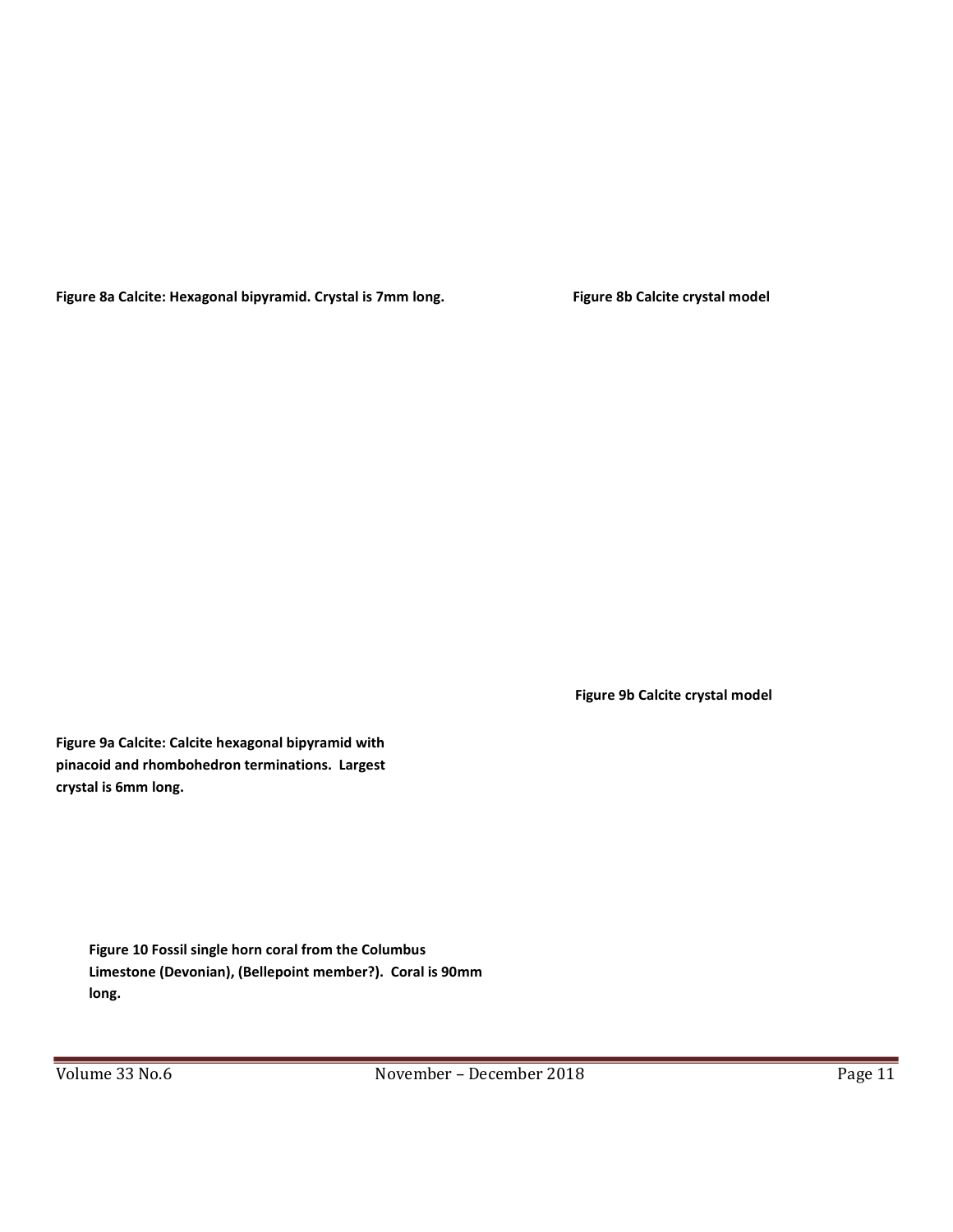**Figure 8a Calcite: Hexagonal bipyramid. Crystal is 7mm long.**

**Figure 8b Calcite crystal model**

**Figure 9b Calcite crystal model**

**Figure 9a Calcite: Calcite hexagonal bipyramid with pinacoid and rhombohedron terminations. Largest crystal is 6mm long.**

**Figure 10 Fossil single horn coral from the Columbus Limestone (Devonian), (Bellepoint member?). Coral is 90mm long.**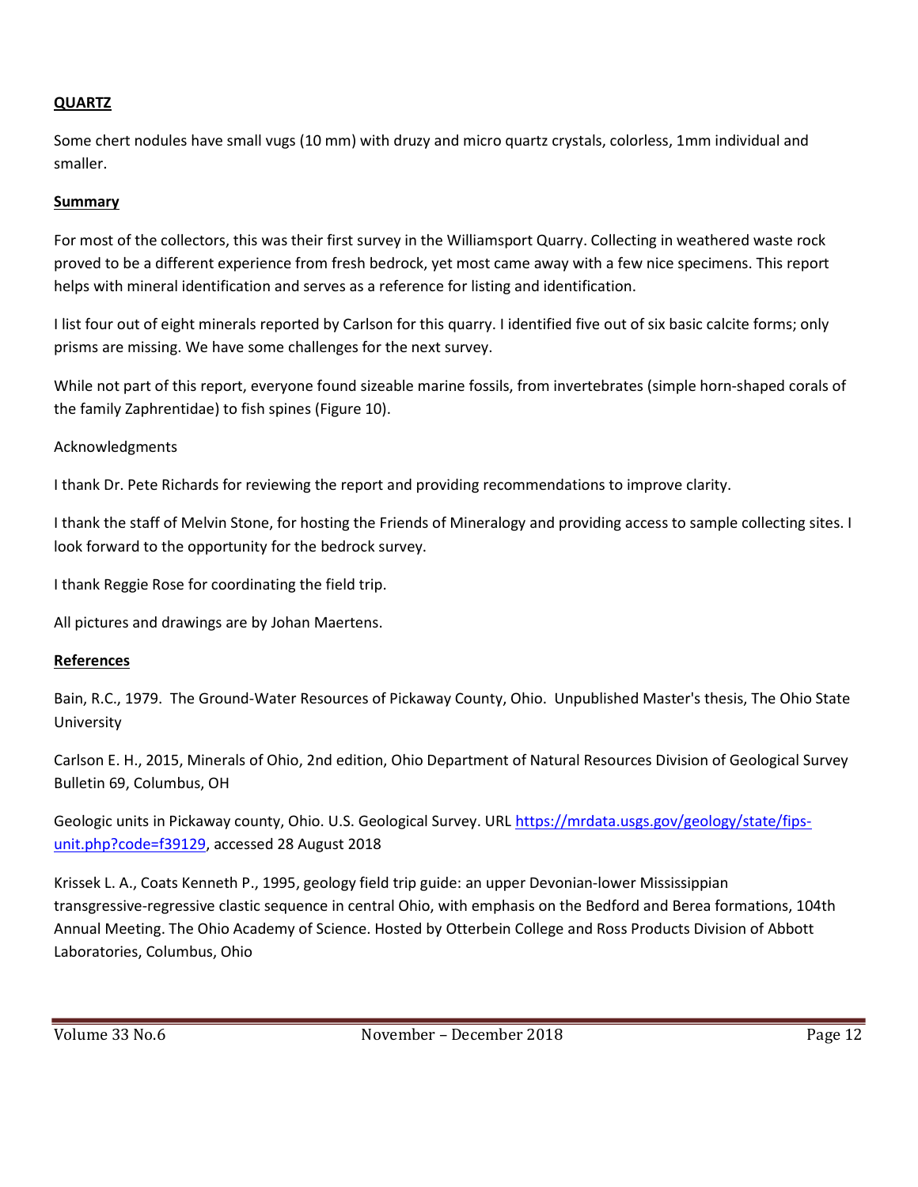### QUARTZ

Some chert nodules have small vugs (10 mm) with druzy and micro quartz crystals, colorless, 1mm individual and smaller.

### Summary

For most of the collectors, this was their first survey in the Williamsport Quarry. Collecting in weathered waste rock proved to be a different experience from fresh bedrock, yet most came away with a few nice specimens. This report helps with mineral identification and serves as a reference for listing and identification.

I list four out of eight minerals reported by Carlson for this quarry. I identified five out of six basic calcite forms; only prisms are missing. We have some challenges for the next survey.

While not part of this report, everyone found sizeable marine fossils, from invertebrates (simple horn-shaped corals of the family Zaphrentidae) to fish spines (Figure 10).

Acknowledgments

I thank Dr. Pete Richards for reviewing the report and providing recommendations to improve clarity.

I thank the staff of Melvin Stone, for hosting the Friends of Mineralogy and providing access to sample collecting sites. I look forward to the opportunity for the bedrock survey.

I thank Reggie Rose for coordinating the field trip.

All pictures and drawings are by Johan Maertens.

### References

Bain, R.C., 1979. The Ground-Water Resources of Pickaway County, Ohio. Unpublished Master's thesis, The Ohio State University

Carlson E. H., 2015, Minerals of Ohio, 2nd edition, Ohio Department of Natural Resources Division of Geological Survey Bulletin 69, Columbus, OH

Geologic units in Pickaway county, Ohio. U.S. Geological Survey. URL https://mrdata.usgs.gov/geology/state/fips-unit.php?code=f39129, accessed 28 August 2018

Krissek L. A., Coats Kenneth P., 1995, geology field trip guide: an upper Devonian-lower Mississippian transgressive-regressive clastic sequence in central Ohio, with emphasis on the Bedford and Berea formations, 104th Annual Meeting. The Ohio Academy of Science. Hosted by Otterbein College and Ross Products Division of Abbott Laboratories, Columbus, Ohio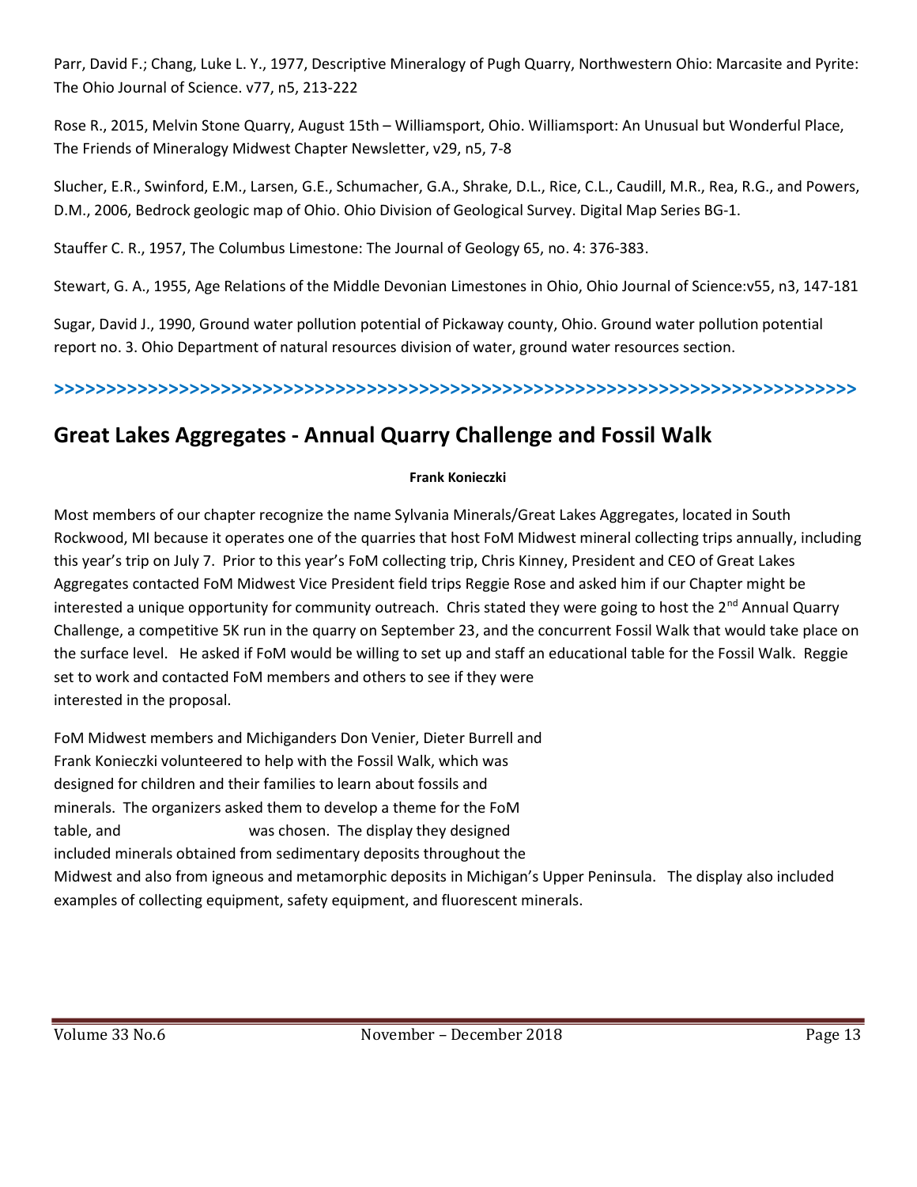Parr, David F.; Chang, Luke L. Y., 1977, Descriptive Mineralogy of Pugh Quarry, Northwestern Ohio: Marcasite and Pyrite: The Ohio Journal of Science. v77, n5, 213-222

Rose R., 2015, Melvin Stone Quarry, August 15th – Williamsport, Ohio. Williamsport: An Unusual but Wonderful Place, The Friends of Mineralogy Midwest Chapter Newsletter, v29, n5, 7-8

Slucher, E.R., Swinford, E.M., Larsen, G.E., Schumacher, G.A., Shrake, D.L., Rice, C.L., Caudill, M.R., Rea, R.G., and Powers, D.M., 2006, Bedrock geologic map of Ohio. Ohio Division of Geological Survey. Digital Map Series BG-1.

Stauffer C. R., 1957, The Columbus Limestone: The Journal of Geology 65, no. 4: 376-383.

Stewart, G. A., 1955, Age Relations of the Middle Devonian Limestones in Ohio, Ohio Journal of Science:v55, n3, 147-181

Sugar, David J., 1990, Ground water pollution potential of Pickaway county, Ohio. Ground water pollution potential report no. 3. Ohio Department of natural resources division of water, ground water resources section.

>>>>>>>>>>>>>>>>>>>>>>>>>>>>>>>>>>>>>>>>>>>>>>>>>>>>>>>>>>>>>>>>>>>>>>>>>>>>>>>>

## Great Lakes Aggregates - Annual Quarry Challenge and Fossil Walk

**Frank Konieczki**

Most members of our chapter recognize the name Sylvania Minerals/Great Lakes Aggregates, located in South Rockwood, MI because it operates one of the quarries that host FoM Midwest mineral collecting trips annually, including this year's trip on July 7. Prior to this year's FoM collecting trip, Chris Kinney, President and CEO of Great Lakes Aggregates contacted FoM Midwest Vice President field trips Reggie Rose and asked him if our Chapter might be interested a unique opportunity for community outreach. Chris stated they were going to host the 2nd Annual Quarry Challenge, a competitive 5K run in the quarry on September 23, and the concurrent Fossil Walk that would take place on the surface level. He asked if FoM would be willing to set up and staff an educational table for the Fossil Walk. Reggie set to work and contacted FoM members and others to see if they were interested in the proposal.

FoM Midwest members and Michiganders Don Venier, Dieter Burrell and Frank Konieczki volunteered to help with the Fossil Walk, which was designed for children and their families to learn about fossils and minerals. The organizers asked them to develop a theme for the FoM table, and was chosen. The display they designed included minerals obtained from sedimentary deposits throughout the Midwest and also from igneous and metamorphic deposits in Michigan's Upper Peninsula. The display also included examples of collecting equipment, safety equipment, and fluorescent minerals.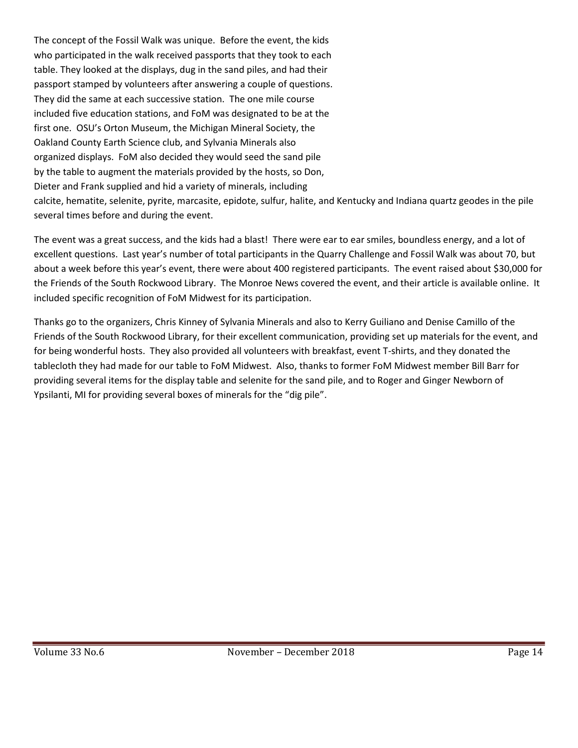The concept of the Fossil Walk was unique. Before the event, the kids who participated in the walk received passports that they took to each table. They looked at the displays, dug in the sand piles, and had their passport stamped by volunteers after answering a couple of questions. They did the same at each successive station. The one mile course included five education stations, and FoM was designated to be at the first one. OSU's Orton Museum, the Michigan Mineral Society, the Oakland County Earth Science club, and Sylvania Minerals also organized displays. FoM also decided they would seed the sand pile by the table to augment the materials provided by the hosts, so Don, Dieter and Frank supplied and hid a variety of minerals, including calcite, hematite, selenite, pyrite, marcasite, epidote, sulfur, halite, and Kentucky and Indiana quartz geodes in the pile several times before and during the event.

The event was a great success, and the kids had a blast! There were ear to ear smiles, boundless energy, and a lot of excellent questions. Last year's number of total participants in the Quarry Challenge and Fossil Walk was about 70, but about a week before this year's event, there were about 400 registered participants. The event raised about $30,000 for the Friends of the South Rockwood Library. The Monroe News covered the event, and their article is available online. It included specific recognition of FoM Midwest for its participation.

Thanks go to the organizers, Chris Kinney of Sylvania Minerals and also to Kerry Guiliano and Denise Camillo of the Friends of the South Rockwood Library, for their excellent communication, providing set up materials for the event, and for being wonderful hosts. They also provided all volunteers with breakfast, event T-shirts, and they donated the tablecloth they had made for our table to FoM Midwest. Also, thanks to former FoM Midwest member Bill Barr for providing several items for the display table and selenite for the sand pile, and to Roger and Ginger Newborn of Ypsilanti, MI for providing several boxes of minerals for the "dig pile".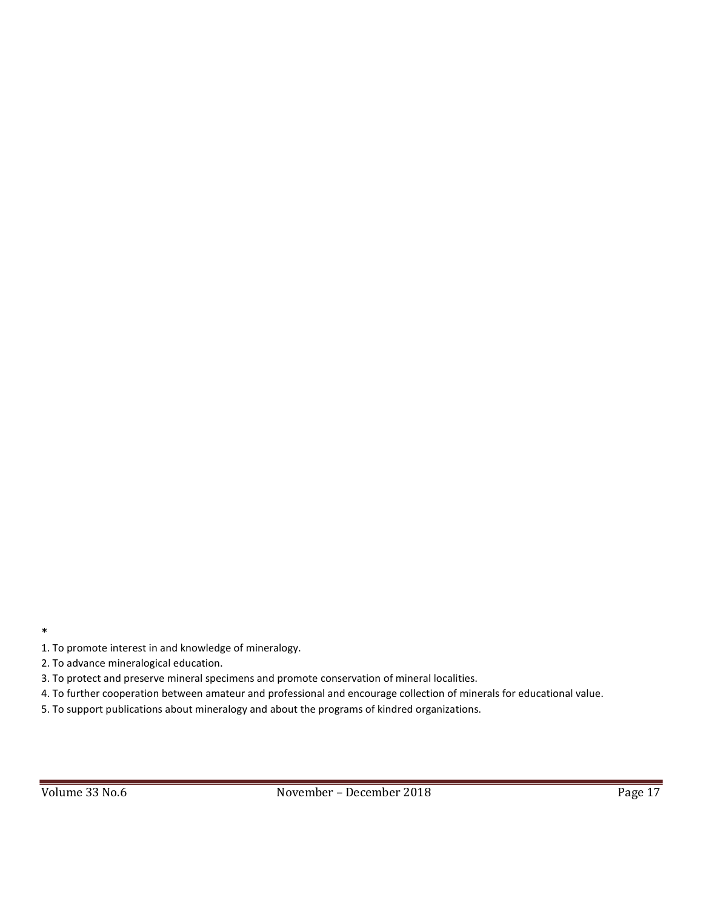*

1. To promote interest in and knowledge of mineralogy.
2. To advance mineralogical education.
3. To protect and preserve mineral specimens and promote conservation of mineral localities.
4. To further cooperation between amateur and professional and encourage collection of minerals for educational value.
5. To support publications about mineralogy and about the programs of kindred organizations.